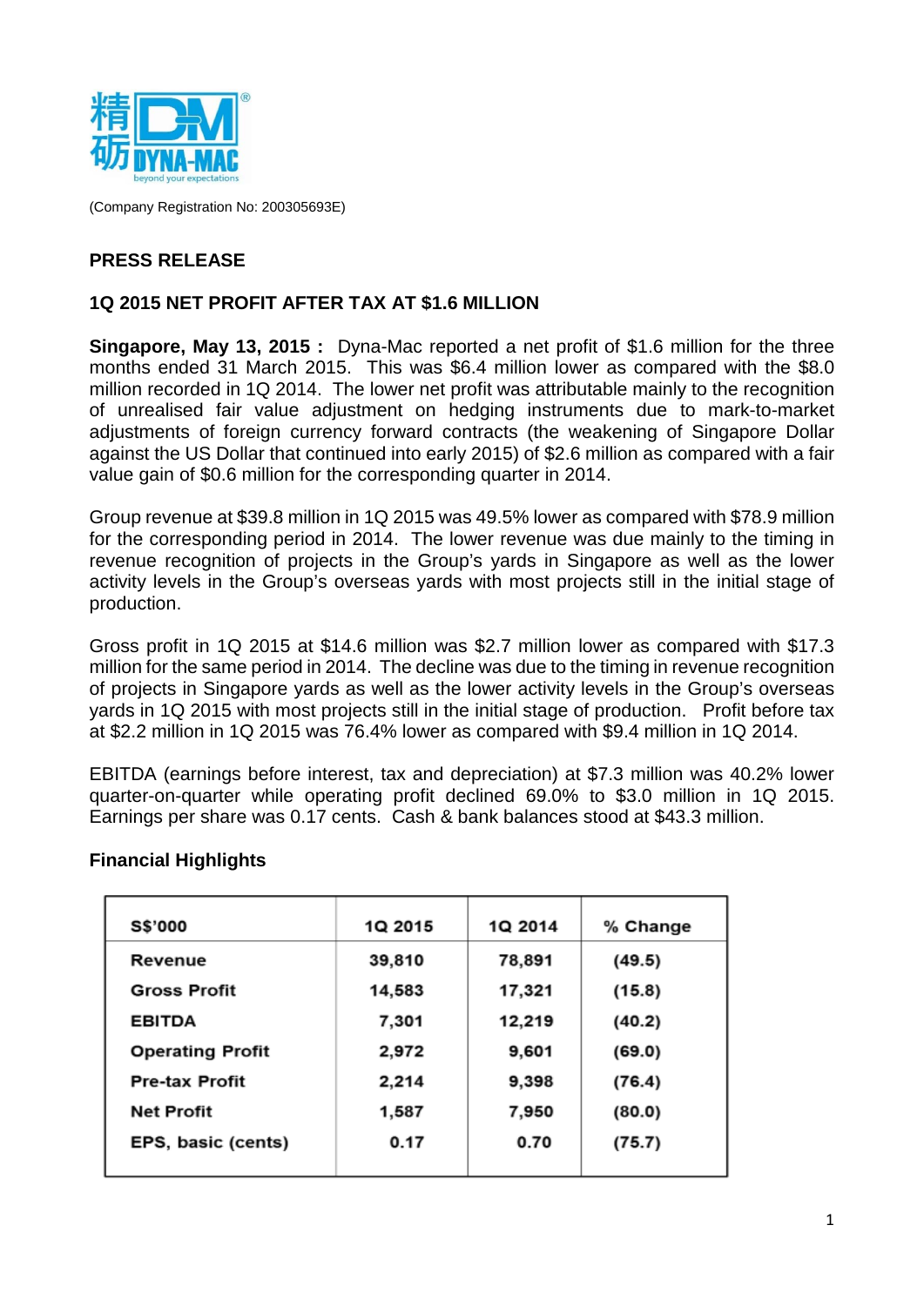(Company Registration No: 200305693E)

## PRESS RELEASE

## 1Q 2015 NET PROFIT AFTER TAX AT $1.6 MILLION

**Singapore, May 13, 2015 :** Dyna-Mac reported a net profit of $1.6 million for the three months ended 31 March 2015. This was $6.4 million lower as compared with the $8.0 million recorded in 1Q 2014. The lower net profit was attributable mainly to the recognition of unrealised fair value adjustment on hedging instruments due to mark-to-market adjustments of foreign currency forward contracts (the weakening of Singapore Dollar against the US Dollar that continued into early 2015) of $2.6 million as compared with a fair value gain of $0.6 million for the corresponding quarter in 2014.

Group revenue at $39.8 million in 1Q 2015 was 49.5% lower as compared with $78.9 million for the corresponding period in 2014. The lower revenue was due mainly to the timing in revenue recognition of projects in the Group's yards in Singapore as well as the lower activity levels in the Group's overseas yards with most projects still in the initial stage of production.

Gross profit in 1Q 2015 at $14.6 million was $2.7 million lower as compared with $17.3 million for the same period in 2014. The decline was due to the timing in revenue recognition of projects in Singapore yards as well as the lower activity levels in the Group's overseas yards in 1Q 2015 with most projects still in the initial stage of production. Profit before tax at $2.2 million in 1Q 2015 was 76.4% lower as compared with $9.4 million in 1Q 2014.

EBITDA (earnings before interest, tax and depreciation) at $7.3 million was 40.2% lower quarter-on-quarter while operating profit declined 69.0% to $3.0 million in 1Q 2015. Earnings per share was 0.17 cents. Cash & bank balances stood at $43.3 million.

### Financial Highlights

| S$'000 | 1Q 2015 | 1Q 2014 | % Change |
|---|---|---|---|
| Revenue | 39,810 | 78,891 | (49.5) |
| Gross Profit | 14,583 | 17,321 | (15.8) |
| EBITDA | 7,301 | 12,219 | (40.2) |
| Operating Profit | 2,972 | 9,601 | (69.0) |
| Pre-tax Profit | 2,214 | 9,398 | (76.4) |
| Net Profit | 1,587 | 7,950 | (80.0) |
| EPS, basic (cents) | 0.17 | 0.70 | (75.7) |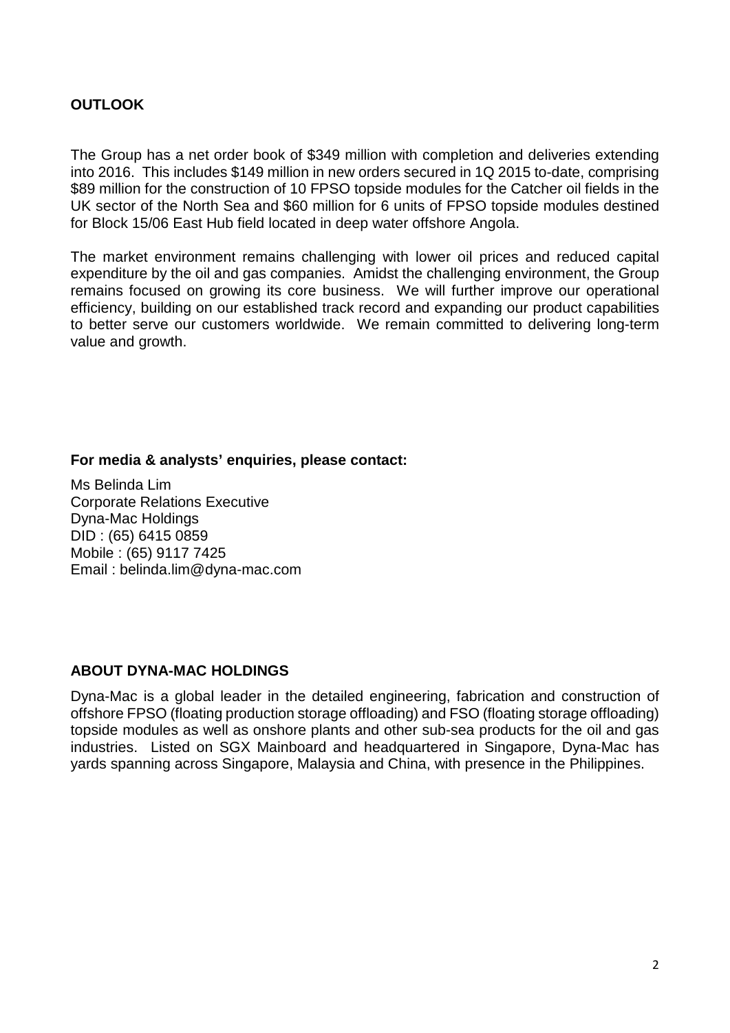## OUTLOOK

The Group has a net order book of $349 million with completion and deliveries extending into 2016. This includes $149 million in new orders secured in 1Q 2015 to-date, comprising $89 million for the construction of 10 FPSO topside modules for the Catcher oil fields in the UK sector of the North Sea and $60 million for 6 units of FPSO topside modules destined for Block 15/06 East Hub field located in deep water offshore Angola.

The market environment remains challenging with lower oil prices and reduced capital expenditure by the oil and gas companies. Amidst the challenging environment, the Group remains focused on growing its core business. We will further improve our operational efficiency, building on our established track record and expanding our product capabilities to better serve our customers worldwide. We remain committed to delivering long-term value and growth.

**For media & analysts' enquiries, please contact:**

Ms Belinda Lim
Corporate Relations Executive
Dyna-Mac Holdings
DID : (65) 6415 0859
Mobile : (65) 9117 7425
Email : belinda.lim@dyna-mac.com

## ABOUT DYNA-MAC HOLDINGS

Dyna-Mac is a global leader in the detailed engineering, fabrication and construction of offshore FPSO (floating production storage offloading) and FSO (floating storage offloading) topside modules as well as onshore plants and other sub-sea products for the oil and gas industries. Listed on SGX Mainboard and headquartered in Singapore, Dyna-Mac has yards spanning across Singapore, Malaysia and China, with presence in the Philippines.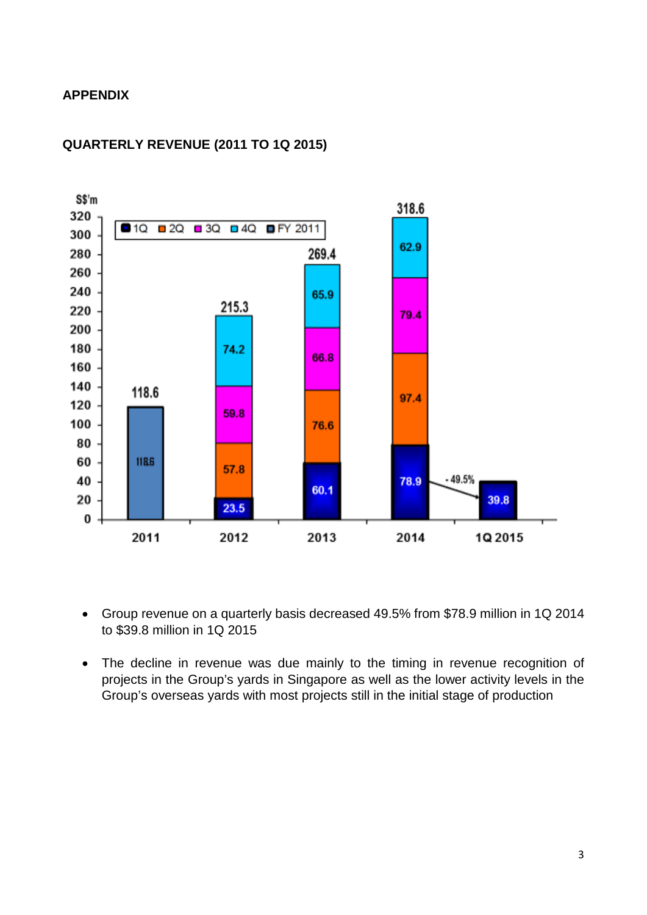**APPENDIX**

**QUARTERLY REVENUE (2011 TO 1Q 2015)**

| S$'m | 1Q | 2Q | 3Q | 4Q | FY 2011 | Total |
|---|---|---|---|---|---|---|
| 2011 | | | | | 118.6 | 118.6 |
| 2012 | 23.5 | 57.8 | 59.8 | 74.2 | | 215.3 |
| 2013 | 60.1 | 76.6 | 66.8 | 65.9 | | 269.4 |
| 2014 | 78.9 | 97.4 | 79.4 | 62.9 | | 318.6 |
| 1Q 2015 | 39.8 | | | | | |

- 49.5% (1Q 2014 to 1Q 2015)

- Group revenue on a quarterly basis decreased 49.5% from $78.9 million in 1Q 2014 to $39.8 million in 1Q 2015
- The decline in revenue was due mainly to the timing in revenue recognition of projects in the Group's yards in Singapore as well as the lower activity levels in the Group's overseas yards with most projects still in the initial stage of production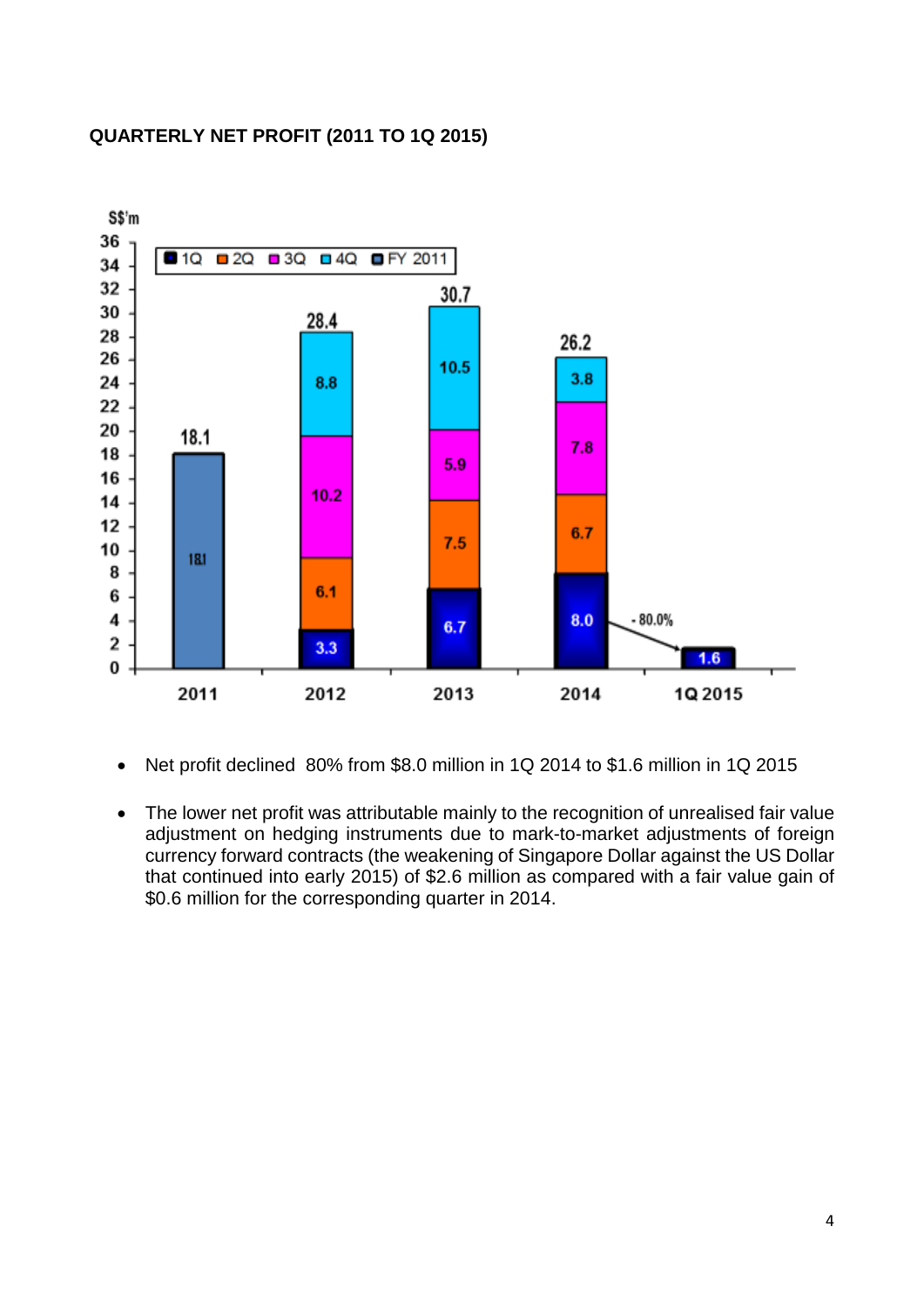## QUARTERLY NET PROFIT (2011 TO 1Q 2015)

| S$'m | 1Q | 2Q | 3Q | 4Q | FY 2011 | Total |
|---|---|---|---|---|---|---|
| 2011 | | | | | 18.1 | 18.1 |
| 2012 | 3.3 | 6.1 | 10.2 | 8.8 | | 28.4 |
| 2013 | 6.7 | 7.5 | 5.9 | 10.5 | | 30.7 |
| 2014 | 8.0 | 6.7 | 7.8 | 3.8 | | 26.2 |
| 1Q 2015 | 1.6 | | | | | |

- 80.0% (1Q 2014 to 1Q 2015)

- Net profit declined 80% from $8.0 million in 1Q 2014 to $1.6 million in 1Q 2015
- The lower net profit was attributable mainly to the recognition of unrealised fair value adjustment on hedging instruments due to mark-to-market adjustments of foreign currency forward contracts (the weakening of Singapore Dollar against the US Dollar that continued into early 2015) of $2.6 million as compared with a fair value gain of $0.6 million for the corresponding quarter in 2014.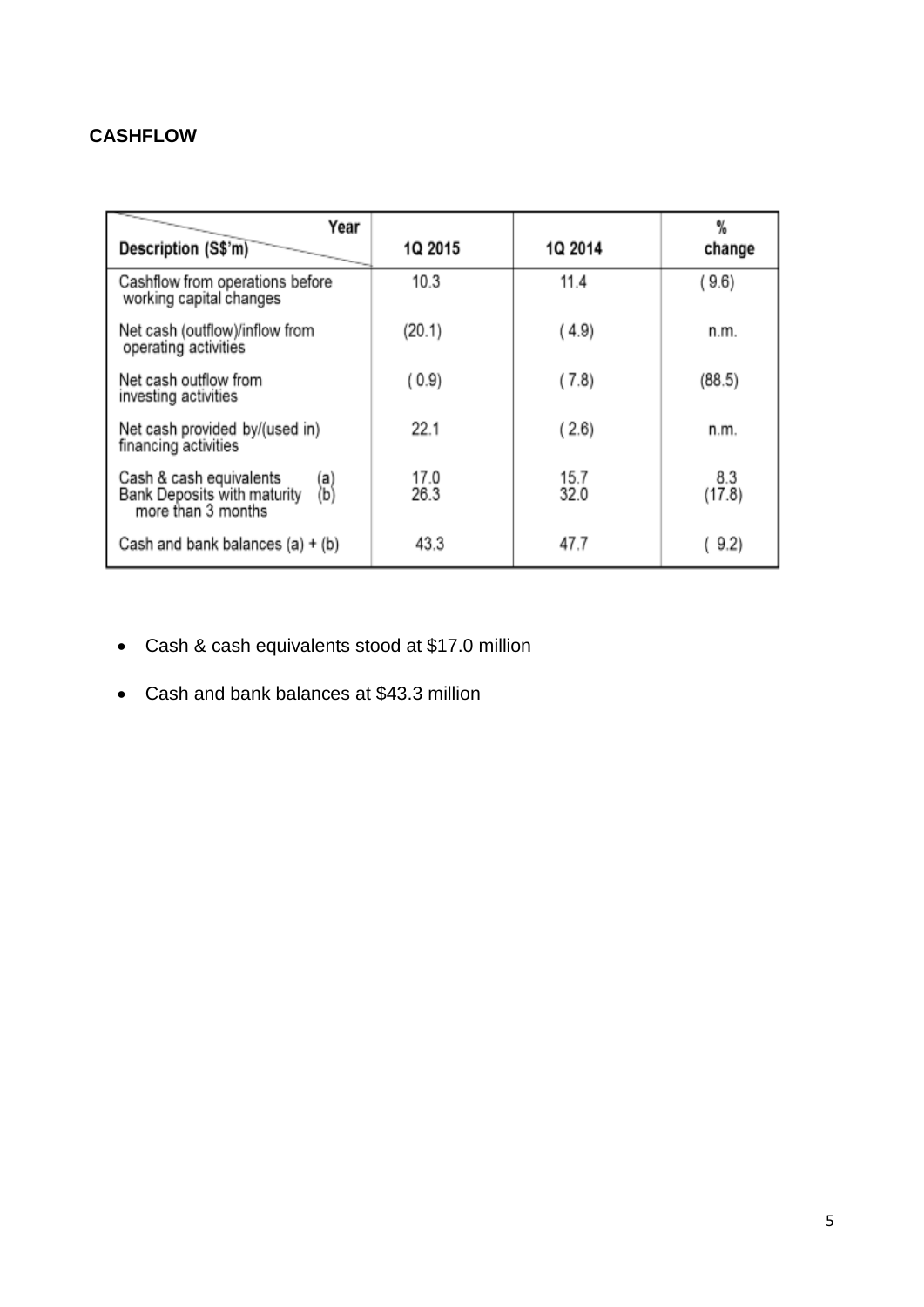**CASHFLOW**

| Description (S$'m) / Year | 1Q 2015 | 1Q 2014 | % change |
|---|---|---|---|
| Cashflow from operations before working capital changes | 10.3 | 11.4 | ( 9.6) |
| Net cash (outflow)/inflow from operating activities | (20.1) | ( 4.9) | n.m. |
| Net cash outflow from investing activities | ( 0.9) | ( 7.8) | (88.5) |
| Net cash provided by/(used in) financing activities | 22.1 | ( 2.6) | n.m. |
| Cash & cash equivalents (a) | 17.0 | 15.7 | 8.3 |
| Bank Deposits with maturity more than 3 months (b) | 26.3 | 32.0 | (17.8) |
| Cash and bank balances (a) + (b) | 43.3 | 47.7 | ( 9.2) |

- Cash & cash equivalents stood at $17.0 million
- Cash and bank balances at $43.3 million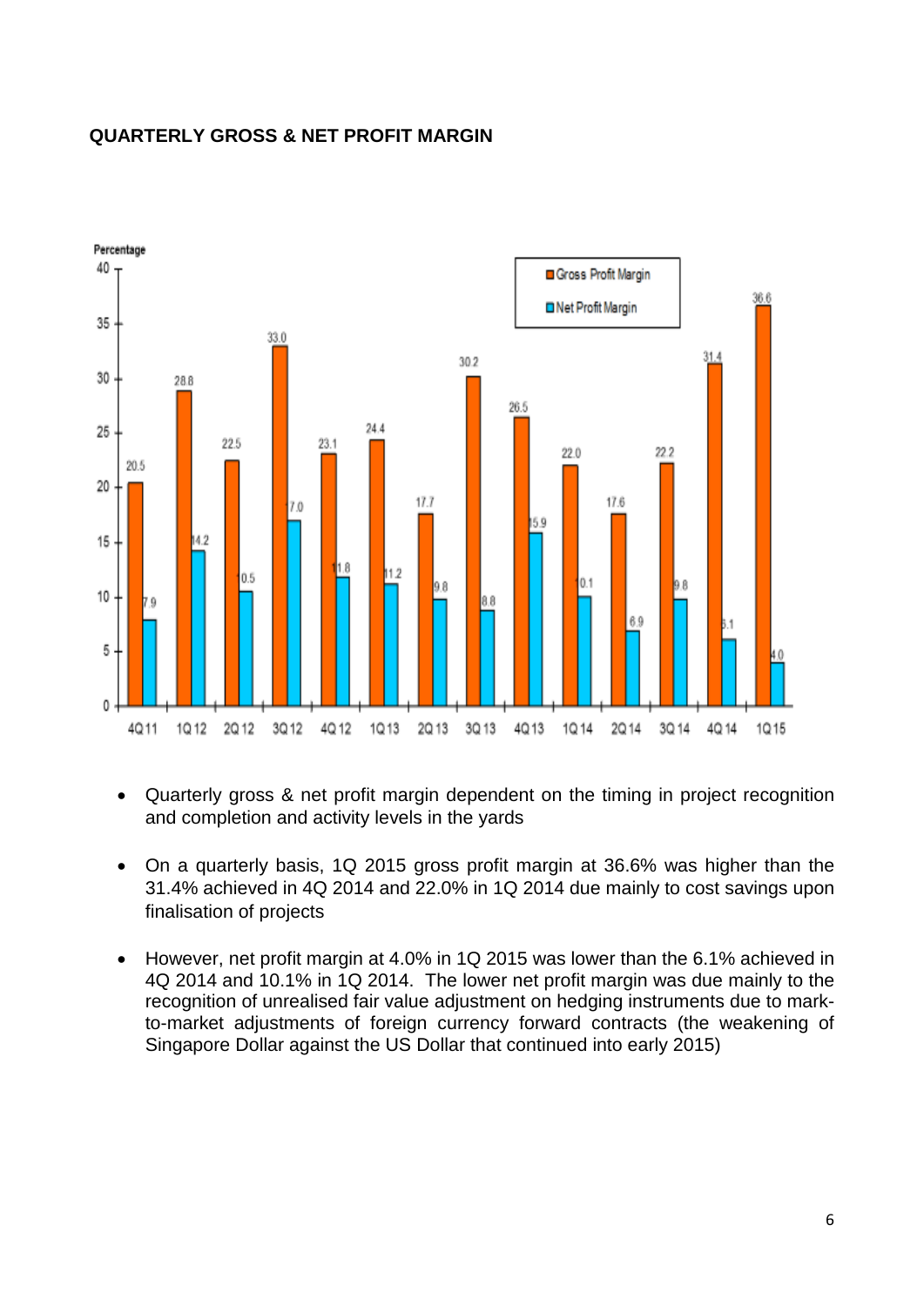### QUARTERLY GROSS & NET PROFIT MARGIN

Percentage

| Quarter | Gross Profit Margin | Net Profit Margin |
|---|---|---|
| 4Q 11 | 20.5 | 7.9 |
| 1Q 12 | 28.8 | 14.2 |
| 2Q 12 | 22.5 | 10.5 |
| 3Q 12 | 33.0 | 17.0 |
| 4Q 12 | 23.1 | 11.8 |
| 1Q 13 | 24.4 | 11.2 |
| 2Q 13 | 17.7 | 9.8 |
| 3Q 13 | 30.2 | 8.8 |
| 4Q 13 | 26.5 | 15.9 |
| 1Q 14 | 22.0 | 10.1 |
| 2Q 14 | 17.6 | 6.9 |
| 3Q 14 | 22.2 | 9.8 |
| 4Q 14 | 31.4 | 6.1 |
| 1Q 15 | 36.6 | 4.0 |

- Quarterly gross & net profit margin dependent on the timing in project recognition and completion and activity levels in the yards
- On a quarterly basis, 1Q 2015 gross profit margin at 36.6% was higher than the 31.4% achieved in 4Q 2014 and 22.0% in 1Q 2014 due mainly to cost savings upon finalisation of projects
- However, net profit margin at 4.0% in 1Q 2015 was lower than the 6.1% achieved in 4Q 2014 and 10.1% in 1Q 2014. The lower net profit margin was due mainly to the recognition of unrealised fair value adjustment on hedging instruments due to mark-to-market adjustments of foreign currency forward contracts (the weakening of Singapore Dollar against the US Dollar that continued into early 2015)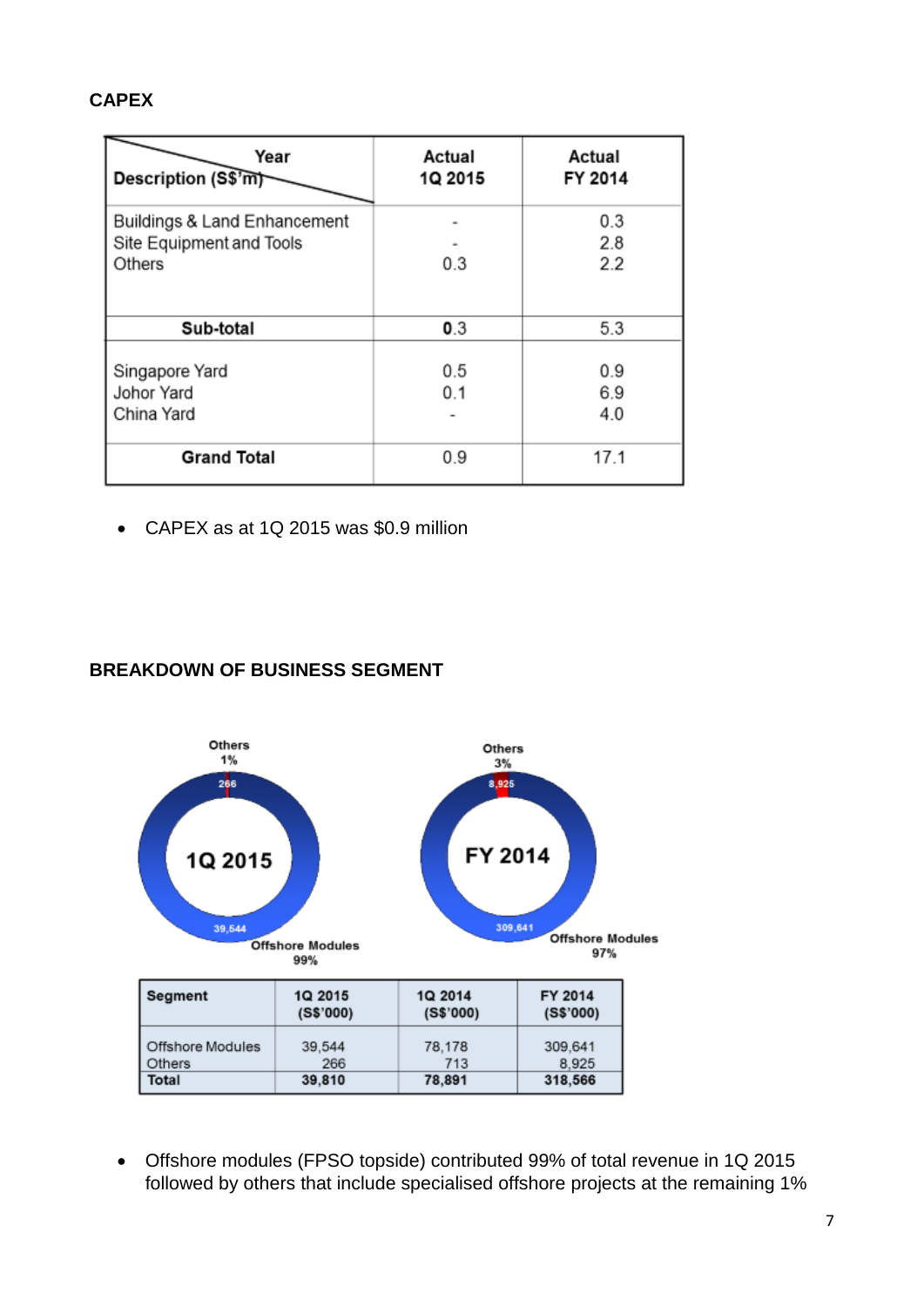**CAPEX**

| Description (S$'m) / Year | Actual 1Q 2015 | Actual FY 2014 |
|---|---|---|
| Buildings & Land Enhancement | - | 0.3 |
| Site Equipment and Tools | - | 2.8 |
| Others | 0.3 | 2.2 |
| **Sub-total** | **0**.3 | 5.3 |
| Singapore Yard | 0.5 | 0.9 |
| Johor Yard | 0.1 | 6.9 |
| China Yard | - | 4.0 |
| **Grand Total** | 0.9 | 17.1 |

- CAPEX as at 1Q 2015 was $0.9 million

**BREAKDOWN OF BUSINESS SEGMENT**

1Q 2015: Others 1% (266); Offshore Modules 99% (39,544)

FY 2014: Others 3% (8,925); Offshore Modules 97% (309,641)

| Segment | 1Q 2015 (S$'000) | 1Q 2014 (S$'000) | FY 2014 (S$'000) |
|---|---|---|---|
| Offshore Modules | 39,544 | 78,178 | 309,641 |
| Others | 266 | 713 | 8,925 |
| **Total** | **39,810** | **78,891** | **318,566** |

- Offshore modules (FPSO topside) contributed 99% of total revenue in 1Q 2015 followed by others that include specialised offshore projects at the remaining 1%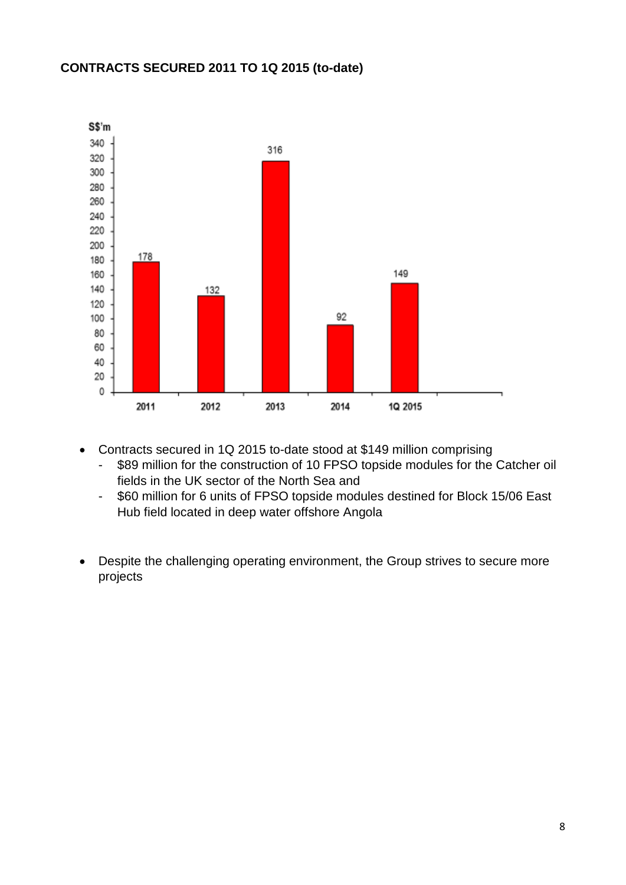**CONTRACTS SECURED 2011 TO 1Q 2015 (to-date)**

| Year | S$'m |
|---|---|
| 2011 | 178 |
| 2012 | 132 |
| 2013 | 316 |
| 2014 | 92 |
| 1Q 2015 | 149 |

- Contracts secured in 1Q 2015 to-date stood at $149 million comprising
  - \$89 million for the construction of 10 FPSO topside modules for the Catcher oil fields in the UK sector of the North Sea and
  - \$60 million for 6 units of FPSO topside modules destined for Block 15/06 East Hub field located in deep water offshore Angola

- Despite the challenging operating environment, the Group strives to secure more projects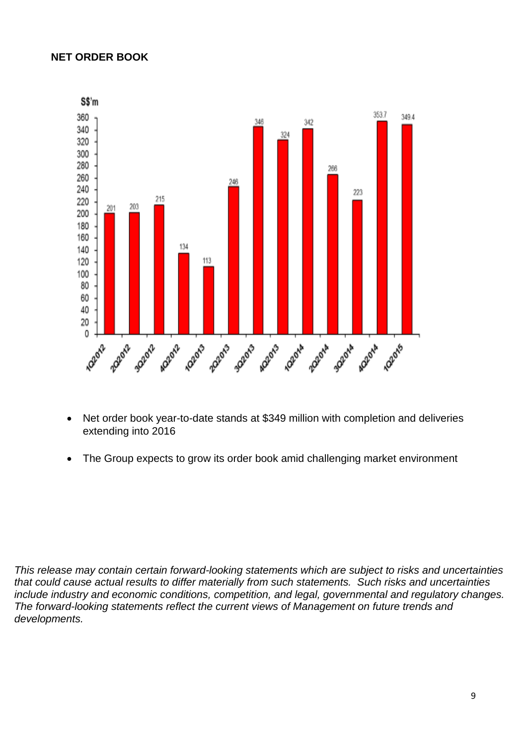**NET ORDER BOOK**

S$'m

360
340
320
300
280
260
240
220
200
180
160
140
120
100
80
60
40
20
0

201 203 215 134 113 246 346 324 342 266 223 353.7 349.4

1Q2012 2Q2012 3Q2012 4Q2012 1Q2013 2Q2013 3Q2013 4Q2013 1Q2014 2Q2014 3Q2014 4Q2014 1Q2015

- Net order book year-to-date stands at $349 million with completion and deliveries extending into 2016
- The Group expects to grow its order book amid challenging market environment

*This release may contain certain forward-looking statements which are subject to risks and uncertainties that could cause actual results to differ materially from such statements. Such risks and uncertainties include industry and economic conditions, competition, and legal, governmental and regulatory changes. The forward-looking statements reflect the current views of Management on future trends and developments.*